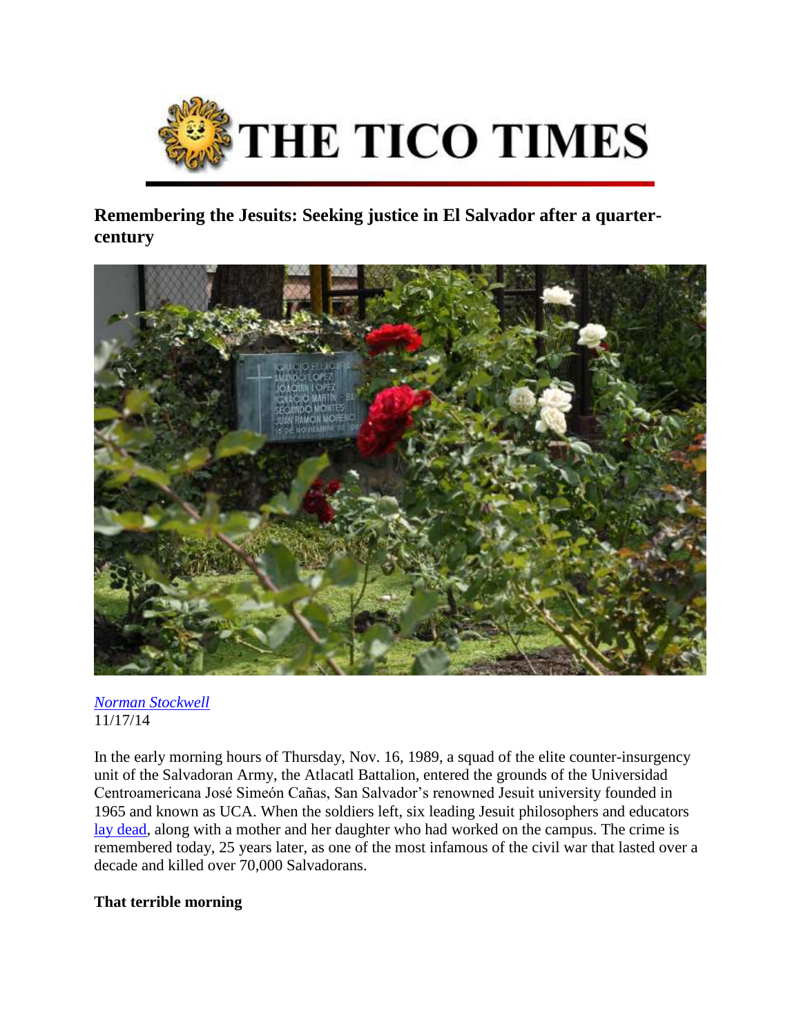# THE TICO TIMES

## Remembering the Jesuits: Seeking justice in El Salvador after a quarter-century

*Norman Stockwell*
11/17/14

In the early morning hours of Thursday, Nov. 16, 1989, a squad of the elite counter-insurgency unit of the Salvadoran Army, the Atlacatl Battalion, entered the grounds of the Universidad Centroamericana José Simeón Cañas, San Salvador's renowned Jesuit university founded in 1965 and known as UCA. When the soldiers left, six leading Jesuit philosophers and educators lay dead, along with a mother and her daughter who had worked on the campus. The crime is remembered today, 25 years later, as one of the most infamous of the civil war that lasted over a decade and killed over 70,000 Salvadorans.

**That terrible morning**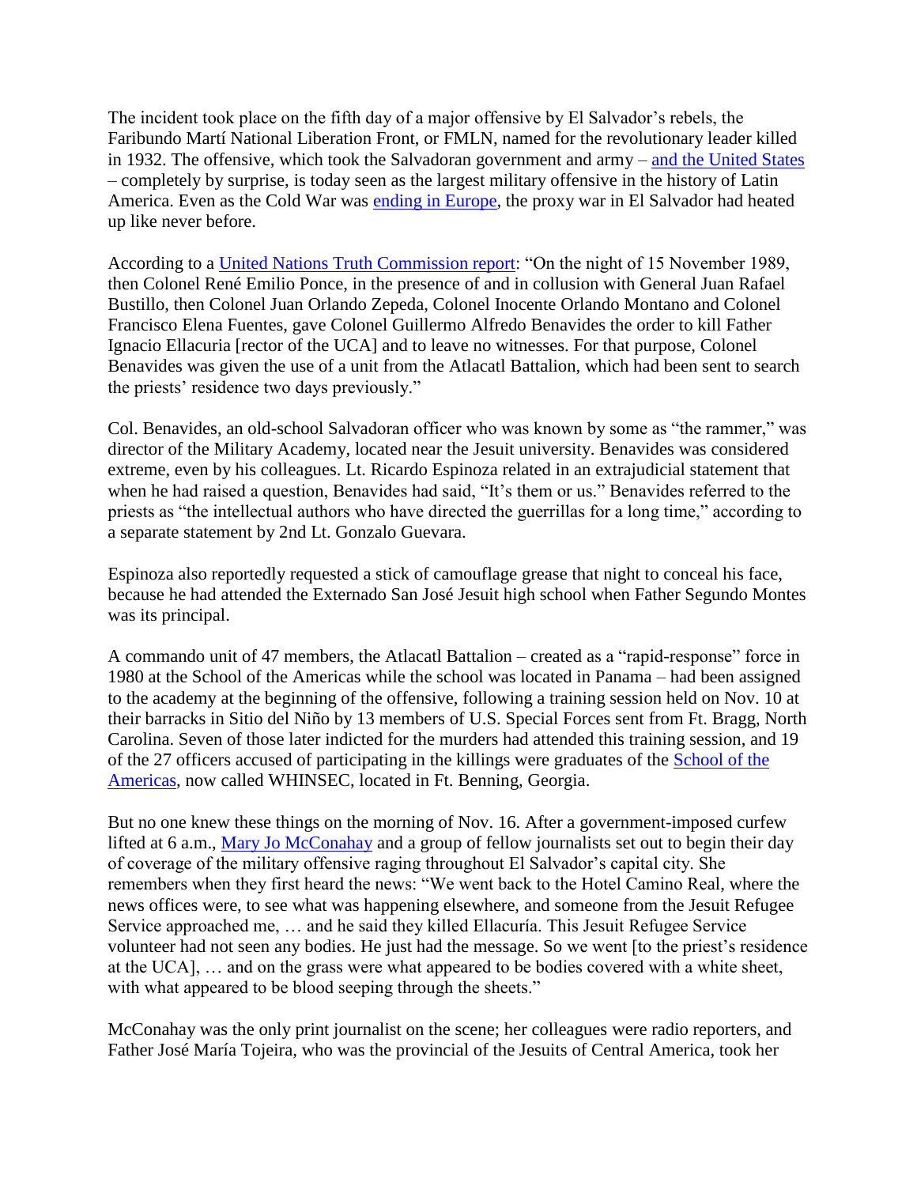The incident took place on the fifth day of a major offensive by El Salvador's rebels, the Faribundo Martí National Liberation Front, or FMLN, named for the revolutionary leader killed in 1932. The offensive, which took the Salvadoran government and army – [and the United States](#) – completely by surprise, is today seen as the largest military offensive in the history of Latin America. Even as the Cold War was [ending in Europe](#), the proxy war in El Salvador had heated up like never before.

According to a [United Nations Truth Commission report](#): "On the night of 15 November 1989, then Colonel René Emilio Ponce, in the presence of and in collusion with General Juan Rafael Bustillo, then Colonel Juan Orlando Zepeda, Colonel Inocente Orlando Montano and Colonel Francisco Elena Fuentes, gave Colonel Guillermo Alfredo Benavides the order to kill Father Ignacio Ellacuria [rector of the UCA] and to leave no witnesses. For that purpose, Colonel Benavides was given the use of a unit from the Atlacatl Battalion, which had been sent to search the priests' residence two days previously."

Col. Benavides, an old-school Salvadoran officer who was known by some as "the rammer," was director of the Military Academy, located near the Jesuit university. Benavides was considered extreme, even by his colleagues. Lt. Ricardo Espinoza related in an extrajudicial statement that when he had raised a question, Benavides had said, "It's them or us." Benavides referred to the priests as "the intellectual authors who have directed the guerrillas for a long time," according to a separate statement by 2nd Lt. Gonzalo Guevara.

Espinoza also reportedly requested a stick of camouflage grease that night to conceal his face, because he had attended the Externado San José Jesuit high school when Father Segundo Montes was its principal.

A commando unit of 47 members, the Atlacatl Battalion – created as a "rapid-response" force in 1980 at the School of the Americas while the school was located in Panama – had been assigned to the academy at the beginning of the offensive, following a training session held on Nov. 10 at their barracks in Sitio del Niño by 13 members of U.S. Special Forces sent from Ft. Bragg, North Carolina. Seven of those later indicted for the murders had attended this training session, and 19 of the 27 officers accused of participating in the killings were graduates of the [School of the Americas](#), now called WHINSEC, located in Ft. Benning, Georgia.

But no one knew these things on the morning of Nov. 16. After a government-imposed curfew lifted at 6 a.m., [Mary Jo McConahay](#) and a group of fellow journalists set out to begin their day of coverage of the military offensive raging throughout El Salvador's capital city. She remembers when they first heard the news: "We went back to the Hotel Camino Real, where the news offices were, to see what was happening elsewhere, and someone from the Jesuit Refugee Service approached me, … and he said they killed Ellacuría. This Jesuit Refugee Service volunteer had not seen any bodies. He just had the message. So we went [to the priest's residence at the UCA], … and on the grass were what appeared to be bodies covered with a white sheet, with what appeared to be blood seeping through the sheets."

McConahay was the only print journalist on the scene; her colleagues were radio reporters, and Father José María Tojeira, who was the provincial of the Jesuits of Central America, took her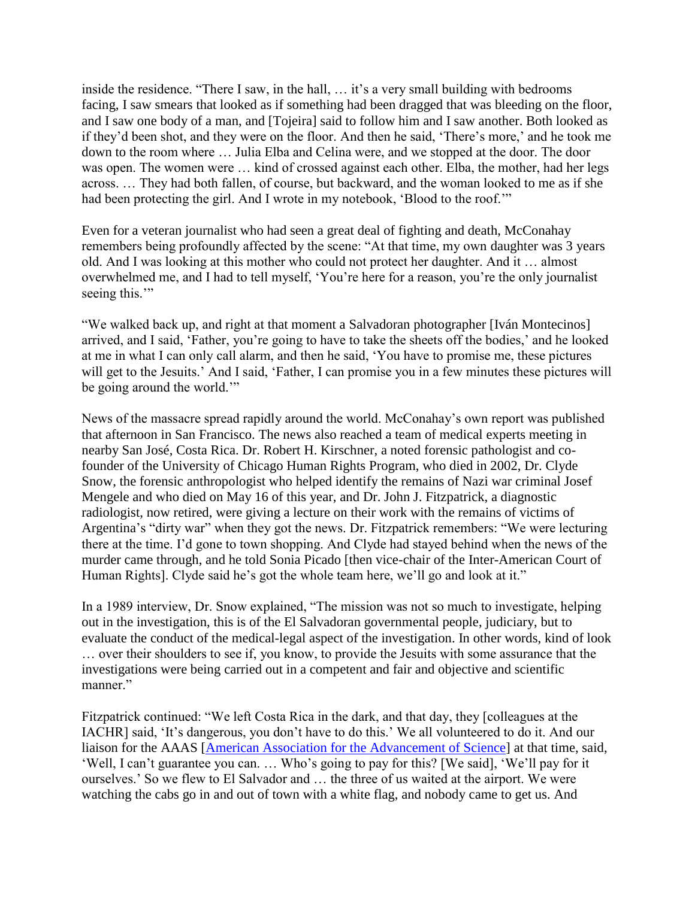inside the residence. "There I saw, in the hall, … it's a very small building with bedrooms facing, I saw smears that looked as if something had been dragged that was bleeding on the floor, and I saw one body of a man, and [Tojeira] said to follow him and I saw another. Both looked as if they'd been shot, and they were on the floor. And then he said, 'There's more,' and he took me down to the room where … Julia Elba and Celina were, and we stopped at the door. The door was open. The women were … kind of crossed against each other. Elba, the mother, had her legs across. … They had both fallen, of course, but backward, and the woman looked to me as if she had been protecting the girl. And I wrote in my notebook, 'Blood to the roof.'"

Even for a veteran journalist who had seen a great deal of fighting and death, McConahay remembers being profoundly affected by the scene: "At that time, my own daughter was 3 years old. And I was looking at this mother who could not protect her daughter. And it … almost overwhelmed me, and I had to tell myself, 'You're here for a reason, you're the only journalist seeing this.'"

"We walked back up, and right at that moment a Salvadoran photographer [Iván Montecinos] arrived, and I said, 'Father, you're going to have to take the sheets off the bodies,' and he looked at me in what I can only call alarm, and then he said, 'You have to promise me, these pictures will get to the Jesuits.' And I said, 'Father, I can promise you in a few minutes these pictures will be going around the world.'"

News of the massacre spread rapidly around the world. McConahay's own report was published that afternoon in San Francisco. The news also reached a team of medical experts meeting in nearby San José, Costa Rica. Dr. Robert H. Kirschner, a noted forensic pathologist and co-founder of the University of Chicago Human Rights Program, who died in 2002, Dr. Clyde Snow, the forensic anthropologist who helped identify the remains of Nazi war criminal Josef Mengele and who died on May 16 of this year, and Dr. John J. Fitzpatrick, a diagnostic radiologist, now retired, were giving a lecture on their work with the remains of victims of Argentina's "dirty war" when they got the news. Dr. Fitzpatrick remembers: "We were lecturing there at the time. I'd gone to town shopping. And Clyde had stayed behind when the news of the murder came through, and he told Sonia Picado [then vice-chair of the Inter-American Court of Human Rights]. Clyde said he's got the whole team here, we'll go and look at it."

In a 1989 interview, Dr. Snow explained, "The mission was not so much to investigate, helping out in the investigation, this is of the El Salvadoran governmental people, judiciary, but to evaluate the conduct of the medical-legal aspect of the investigation. In other words, kind of look … over their shoulders to see if, you know, to provide the Jesuits with some assurance that the investigations were being carried out in a competent and fair and objective and scientific manner."

Fitzpatrick continued: "We left Costa Rica in the dark, and that day, they [colleagues at the IACHR] said, 'It's dangerous, you don't have to do this.' We all volunteered to do it. And our liaison for the AAAS [American Association for the Advancement of Science] at that time, said, 'Well, I can't guarantee you can. … Who's going to pay for this? [We said], 'We'll pay for it ourselves.' So we flew to El Salvador and … the three of us waited at the airport. We were watching the cabs go in and out of town with a white flag, and nobody came to get us. And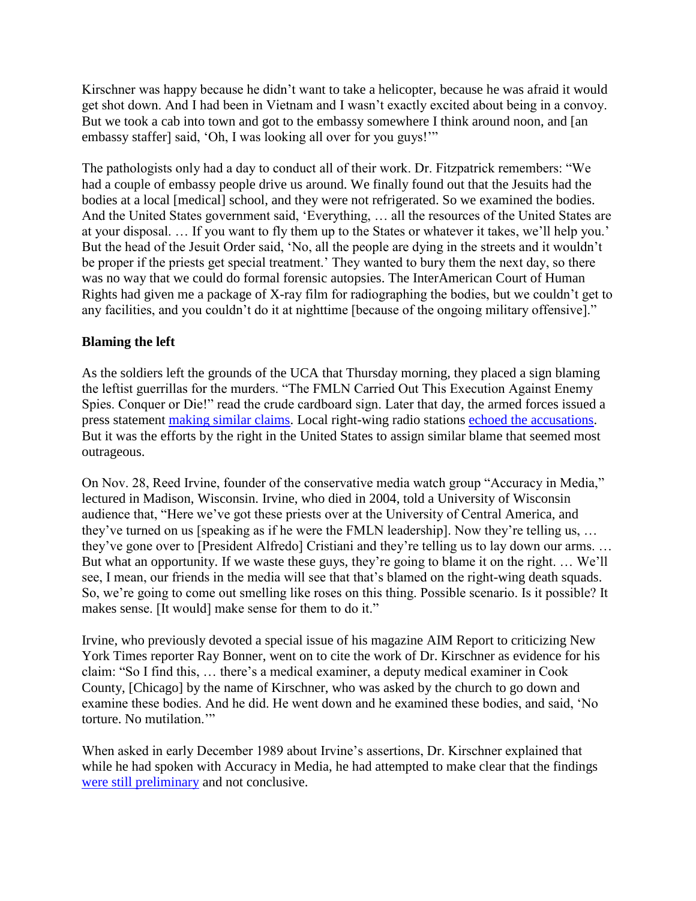Kirschner was happy because he didn't want to take a helicopter, because he was afraid it would get shot down. And I had been in Vietnam and I wasn't exactly excited about being in a convoy. But we took a cab into town and got to the embassy somewhere I think around noon, and [an embassy staffer] said, 'Oh, I was looking all over for you guys!'"

The pathologists only had a day to conduct all of their work. Dr. Fitzpatrick remembers: "We had a couple of embassy people drive us around. We finally found out that the Jesuits had the bodies at a local [medical] school, and they were not refrigerated. So we examined the bodies. And the United States government said, 'Everything, … all the resources of the United States are at your disposal. … If you want to fly them up to the States or whatever it takes, we'll help you.' But the head of the Jesuit Order said, 'No, all the people are dying in the streets and it wouldn't be proper if the priests get special treatment.' They wanted to bury them the next day, so there was no way that we could do formal forensic autopsies. The InterAmerican Court of Human Rights had given me a package of X-ray film for radiographing the bodies, but we couldn't get to any facilities, and you couldn't do it at nighttime [because of the ongoing military offensive]."

**Blaming the left**

As the soldiers left the grounds of the UCA that Thursday morning, they placed a sign blaming the leftist guerrillas for the murders. "The FMLN Carried Out This Execution Against Enemy Spies. Conquer or Die!" read the crude cardboard sign. Later that day, the armed forces issued a press statement making similar claims. Local right-wing radio stations echoed the accusations. But it was the efforts by the right in the United States to assign similar blame that seemed most outrageous.

On Nov. 28, Reed Irvine, founder of the conservative media watch group "Accuracy in Media," lectured in Madison, Wisconsin. Irvine, who died in 2004, told a University of Wisconsin audience that, "Here we've got these priests over at the University of Central America, and they've turned on us [speaking as if he were the FMLN leadership]. Now they're telling us, … they've gone over to [President Alfredo] Cristiani and they're telling us to lay down our arms. … But what an opportunity. If we waste these guys, they're going to blame it on the right. … We'll see, I mean, our friends in the media will see that that's blamed on the right-wing death squads. So, we're going to come out smelling like roses on this thing. Possible scenario. Is it possible? It makes sense. [It would] make sense for them to do it."

Irvine, who previously devoted a special issue of his magazine AIM Report to criticizing New York Times reporter Ray Bonner, went on to cite the work of Dr. Kirschner as evidence for his claim: "So I find this, … there's a medical examiner, a deputy medical examiner in Cook County, [Chicago] by the name of Kirschner, who was asked by the church to go down and examine these bodies. And he did. He went down and he examined these bodies, and said, 'No torture. No mutilation.'"

When asked in early December 1989 about Irvine's assertions, Dr. Kirschner explained that while he had spoken with Accuracy in Media, he had attempted to make clear that the findings were still preliminary and not conclusive.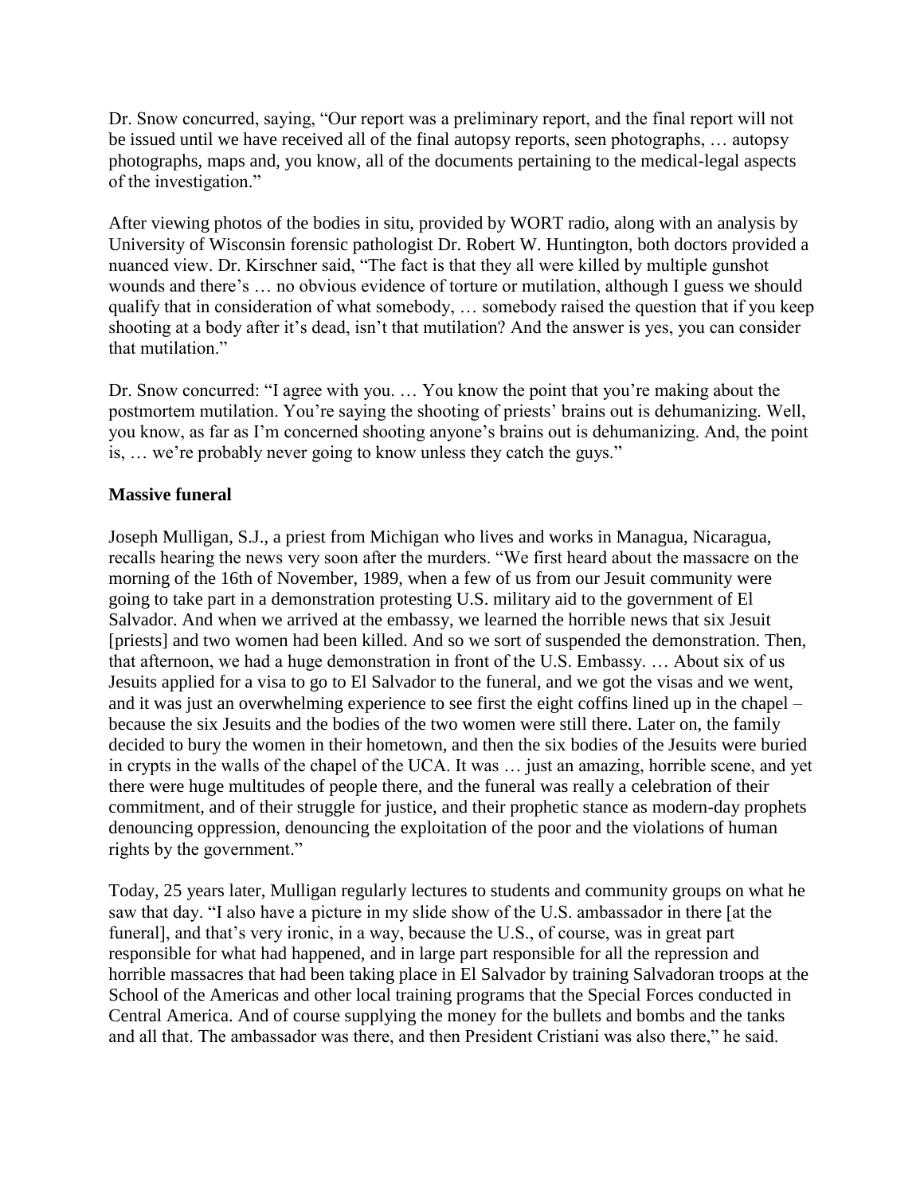Dr. Snow concurred, saying, "Our report was a preliminary report, and the final report will not be issued until we have received all of the final autopsy reports, seen photographs, … autopsy photographs, maps and, you know, all of the documents pertaining to the medical-legal aspects of the investigation."

After viewing photos of the bodies in situ, provided by WORT radio, along with an analysis by University of Wisconsin forensic pathologist Dr. Robert W. Huntington, both doctors provided a nuanced view. Dr. Kirschner said, "The fact is that they all were killed by multiple gunshot wounds and there's … no obvious evidence of torture or mutilation, although I guess we should qualify that in consideration of what somebody, … somebody raised the question that if you keep shooting at a body after it's dead, isn't that mutilation? And the answer is yes, you can consider that mutilation."

Dr. Snow concurred: "I agree with you. … You know the point that you're making about the postmortem mutilation. You're saying the shooting of priests' brains out is dehumanizing. Well, you know, as far as I'm concerned shooting anyone's brains out is dehumanizing. And, the point is, … we're probably never going to know unless they catch the guys."

**Massive funeral**

Joseph Mulligan, S.J., a priest from Michigan who lives and works in Managua, Nicaragua, recalls hearing the news very soon after the murders. "We first heard about the massacre on the morning of the 16th of November, 1989, when a few of us from our Jesuit community were going to take part in a demonstration protesting U.S. military aid to the government of El Salvador. And when we arrived at the embassy, we learned the horrible news that six Jesuit [priests] and two women had been killed. And so we sort of suspended the demonstration. Then, that afternoon, we had a huge demonstration in front of the U.S. Embassy. … About six of us Jesuits applied for a visa to go to El Salvador to the funeral, and we got the visas and we went, and it was just an overwhelming experience to see first the eight coffins lined up in the chapel – because the six Jesuits and the bodies of the two women were still there. Later on, the family decided to bury the women in their hometown, and then the six bodies of the Jesuits were buried in crypts in the walls of the chapel of the UCA. It was … just an amazing, horrible scene, and yet there were huge multitudes of people there, and the funeral was really a celebration of their commitment, and of their struggle for justice, and their prophetic stance as modern-day prophets denouncing oppression, denouncing the exploitation of the poor and the violations of human rights by the government."

Today, 25 years later, Mulligan regularly lectures to students and community groups on what he saw that day. "I also have a picture in my slide show of the U.S. ambassador in there [at the funeral], and that's very ironic, in a way, because the U.S., of course, was in great part responsible for what had happened, and in large part responsible for all the repression and horrible massacres that had been taking place in El Salvador by training Salvadoran troops at the School of the Americas and other local training programs that the Special Forces conducted in Central America. And of course supplying the money for the bullets and bombs and the tanks and all that. The ambassador was there, and then President Cristiani was also there," he said.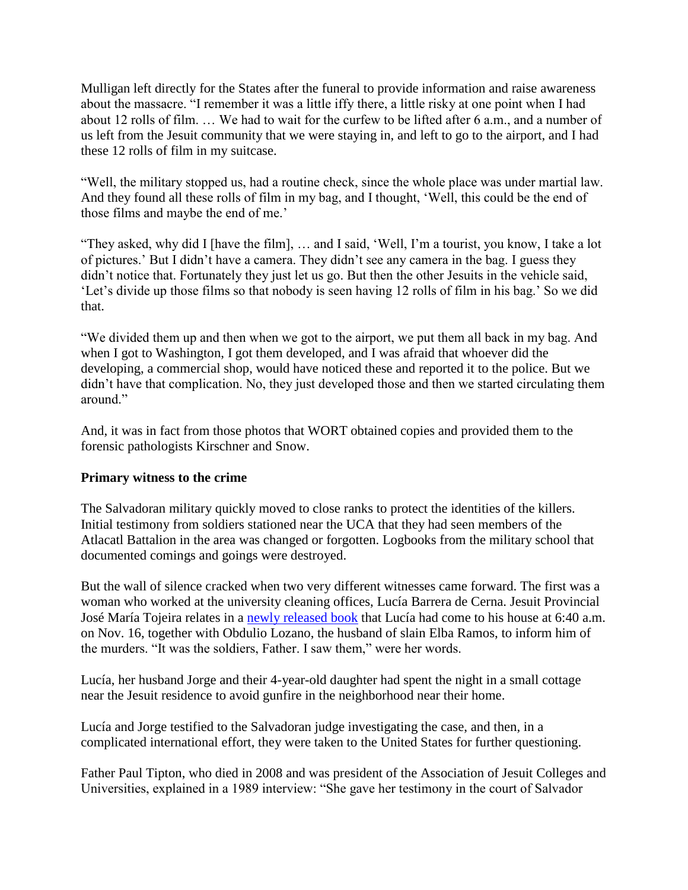Mulligan left directly for the States after the funeral to provide information and raise awareness about the massacre. “I remember it was a little iffy there, a little risky at one point when I had about 12 rolls of film. … We had to wait for the curfew to be lifted after 6 a.m., and a number of us left from the Jesuit community that we were staying in, and left to go to the airport, and I had these 12 rolls of film in my suitcase.

“Well, the military stopped us, had a routine check, since the whole place was under martial law. And they found all these rolls of film in my bag, and I thought, ‘Well, this could be the end of those films and maybe the end of me.’

“They asked, why did I [have the film], … and I said, ‘Well, I’m a tourist, you know, I take a lot of pictures.’ But I didn’t have a camera. They didn’t see any camera in the bag. I guess they didn’t notice that. Fortunately they just let us go. But then the other Jesuits in the vehicle said, ‘Let’s divide up those films so that nobody is seen having 12 rolls of film in his bag.’ So we did that.

“We divided them up and then when we got to the airport, we put them all back in my bag. And when I got to Washington, I got them developed, and I was afraid that whoever did the developing, a commercial shop, would have noticed these and reported it to the police. But we didn’t have that complication. No, they just developed those and then we started circulating them around.”

And, it was in fact from those photos that WORT obtained copies and provided them to the forensic pathologists Kirschner and Snow.

**Primary witness to the crime**

The Salvadoran military quickly moved to close ranks to protect the identities of the killers. Initial testimony from soldiers stationed near the UCA that they had seen members of the Atlacatl Battalion in the area was changed or forgotten. Logbooks from the military school that documented comings and goings were destroyed.

But the wall of silence cracked when two very different witnesses came forward. The first was a woman who worked at the university cleaning offices, Lucía Barrera de Cerna. Jesuit Provincial José María Tojeira relates in a newly released book that Lucía had come to his house at 6:40 a.m. on Nov. 16, together with Obdulio Lozano, the husband of slain Elba Ramos, to inform him of the murders. “It was the soldiers, Father. I saw them,” were her words.

Lucía, her husband Jorge and their 4-year-old daughter had spent the night in a small cottage near the Jesuit residence to avoid gunfire in the neighborhood near their home.

Lucía and Jorge testified to the Salvadoran judge investigating the case, and then, in a complicated international effort, they were taken to the United States for further questioning.

Father Paul Tipton, who died in 2008 and was president of the Association of Jesuit Colleges and Universities, explained in a 1989 interview: “She gave her testimony in the court of Salvador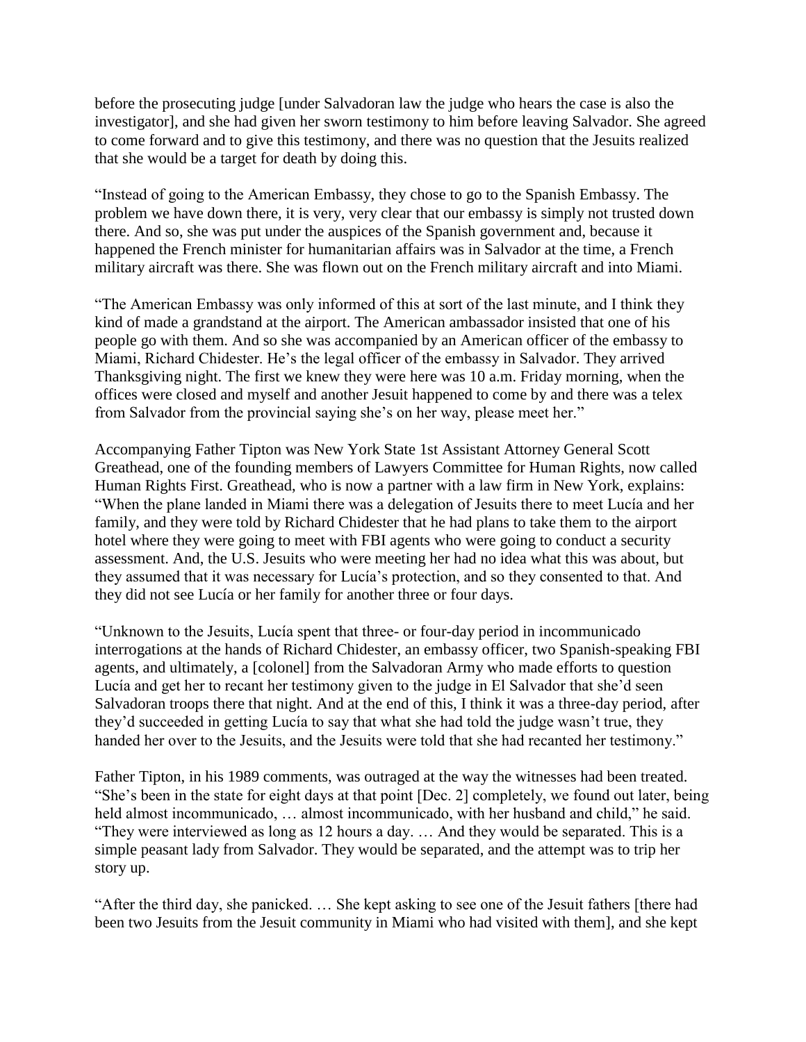before the prosecuting judge [under Salvadoran law the judge who hears the case is also the investigator], and she had given her sworn testimony to him before leaving Salvador. She agreed to come forward and to give this testimony, and there was no question that the Jesuits realized that she would be a target for death by doing this.

"Instead of going to the American Embassy, they chose to go to the Spanish Embassy. The problem we have down there, it is very, very clear that our embassy is simply not trusted down there. And so, she was put under the auspices of the Spanish government and, because it happened the French minister for humanitarian affairs was in Salvador at the time, a French military aircraft was there. She was flown out on the French military aircraft and into Miami.

"The American Embassy was only informed of this at sort of the last minute, and I think they kind of made a grandstand at the airport. The American ambassador insisted that one of his people go with them. And so she was accompanied by an American officer of the embassy to Miami, Richard Chidester. He's the legal officer of the embassy in Salvador. They arrived Thanksgiving night. The first we knew they were here was 10 a.m. Friday morning, when the offices were closed and myself and another Jesuit happened to come by and there was a telex from Salvador from the provincial saying she's on her way, please meet her."

Accompanying Father Tipton was New York State 1st Assistant Attorney General Scott Greathead, one of the founding members of Lawyers Committee for Human Rights, now called Human Rights First. Greathead, who is now a partner with a law firm in New York, explains: "When the plane landed in Miami there was a delegation of Jesuits there to meet Lucía and her family, and they were told by Richard Chidester that he had plans to take them to the airport hotel where they were going to meet with FBI agents who were going to conduct a security assessment. And, the U.S. Jesuits who were meeting her had no idea what this was about, but they assumed that it was necessary for Lucía's protection, and so they consented to that. And they did not see Lucía or her family for another three or four days.

"Unknown to the Jesuits, Lucía spent that three- or four-day period in incommunicado interrogations at the hands of Richard Chidester, an embassy officer, two Spanish-speaking FBI agents, and ultimately, a [colonel] from the Salvadoran Army who made efforts to question Lucía and get her to recant her testimony given to the judge in El Salvador that she'd seen Salvadoran troops there that night. And at the end of this, I think it was a three-day period, after they'd succeeded in getting Lucía to say that what she had told the judge wasn't true, they handed her over to the Jesuits, and the Jesuits were told that she had recanted her testimony."

Father Tipton, in his 1989 comments, was outraged at the way the witnesses had been treated. "She's been in the state for eight days at that point [Dec. 2] completely, we found out later, being held almost incommunicado, … almost incommunicado, with her husband and child," he said. "They were interviewed as long as 12 hours a day. … And they would be separated. This is a simple peasant lady from Salvador. They would be separated, and the attempt was to trip her story up.

"After the third day, she panicked. … She kept asking to see one of the Jesuit fathers [there had been two Jesuits from the Jesuit community in Miami who had visited with them], and she kept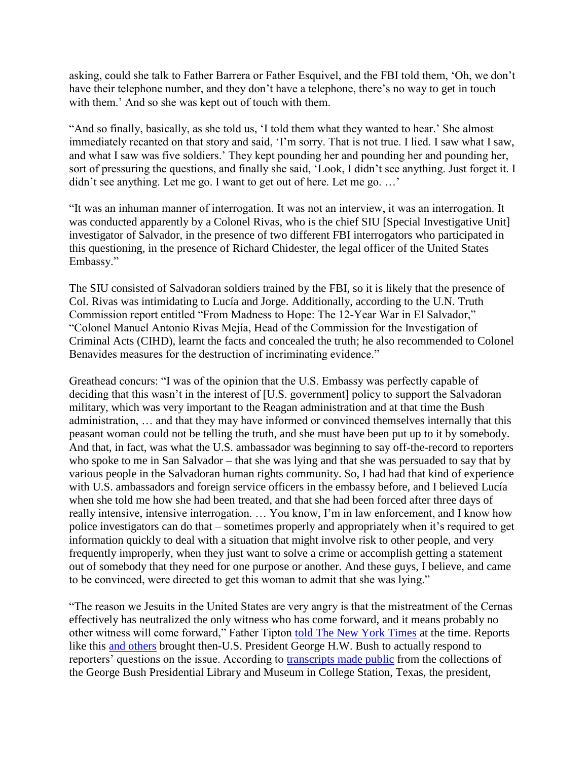asking, could she talk to Father Barrera or Father Esquivel, and the FBI told them, 'Oh, we don't have their telephone number, and they don't have a telephone, there's no way to get in touch with them.' And so she was kept out of touch with them.

"And so finally, basically, as she told us, 'I told them what they wanted to hear.' She almost immediately recanted on that story and said, 'I'm sorry. That is not true. I lied. I saw what I saw, and what I saw was five soldiers.' They kept pounding her and pounding her and pounding her, sort of pressuring the questions, and finally she said, 'Look, I didn't see anything. Just forget it. I didn't see anything. Let me go. I want to get out of here. Let me go. …'

"It was an inhuman manner of interrogation. It was not an interview, it was an interrogation. It was conducted apparently by a Colonel Rivas, who is the chief SIU [Special Investigative Unit] investigator of Salvador, in the presence of two different FBI interrogators who participated in this questioning, in the presence of Richard Chidester, the legal officer of the United States Embassy."

The SIU consisted of Salvadoran soldiers trained by the FBI, so it is likely that the presence of Col. Rivas was intimidating to Lucía and Jorge. Additionally, according to the U.N. Truth Commission report entitled "From Madness to Hope: The 12-Year War in El Salvador," "Colonel Manuel Antonio Rivas Mejía, Head of the Commission for the Investigation of Criminal Acts (CIHD), learnt the facts and concealed the truth; he also recommended to Colonel Benavides measures for the destruction of incriminating evidence."

Greathead concurs: "I was of the opinion that the U.S. Embassy was perfectly capable of deciding that this wasn't in the interest of [U.S. government] policy to support the Salvadoran military, which was very important to the Reagan administration and at that time the Bush administration, … and that they may have informed or convinced themselves internally that this peasant woman could not be telling the truth, and she must have been put up to it by somebody. And that, in fact, was what the U.S. ambassador was beginning to say off-the-record to reporters who spoke to me in San Salvador – that she was lying and that she was persuaded to say that by various people in the Salvadoran human rights community. So, I had had that kind of experience with U.S. ambassadors and foreign service officers in the embassy before, and I believed Lucía when she told me how she had been treated, and that she had been forced after three days of really intensive, intensive interrogation. … You know, I'm in law enforcement, and I know how police investigators can do that – sometimes properly and appropriately when it's required to get information quickly to deal with a situation that might involve risk to other people, and very frequently improperly, when they just want to solve a crime or accomplish getting a statement out of somebody that they need for one purpose or another. And these guys, I believe, and came to be convinced, were directed to get this woman to admit that she was lying."

"The reason we Jesuits in the United States are very angry is that the mistreatment of the Cernas effectively has neutralized the only witness who has come forward, and it means probably no other witness will come forward," Father Tipton told The New York Times at the time. Reports like this and others brought then-U.S. President George H.W. Bush to actually respond to reporters' questions on the issue. According to transcripts made public from the collections of the George Bush Presidential Library and Museum in College Station, Texas, the president,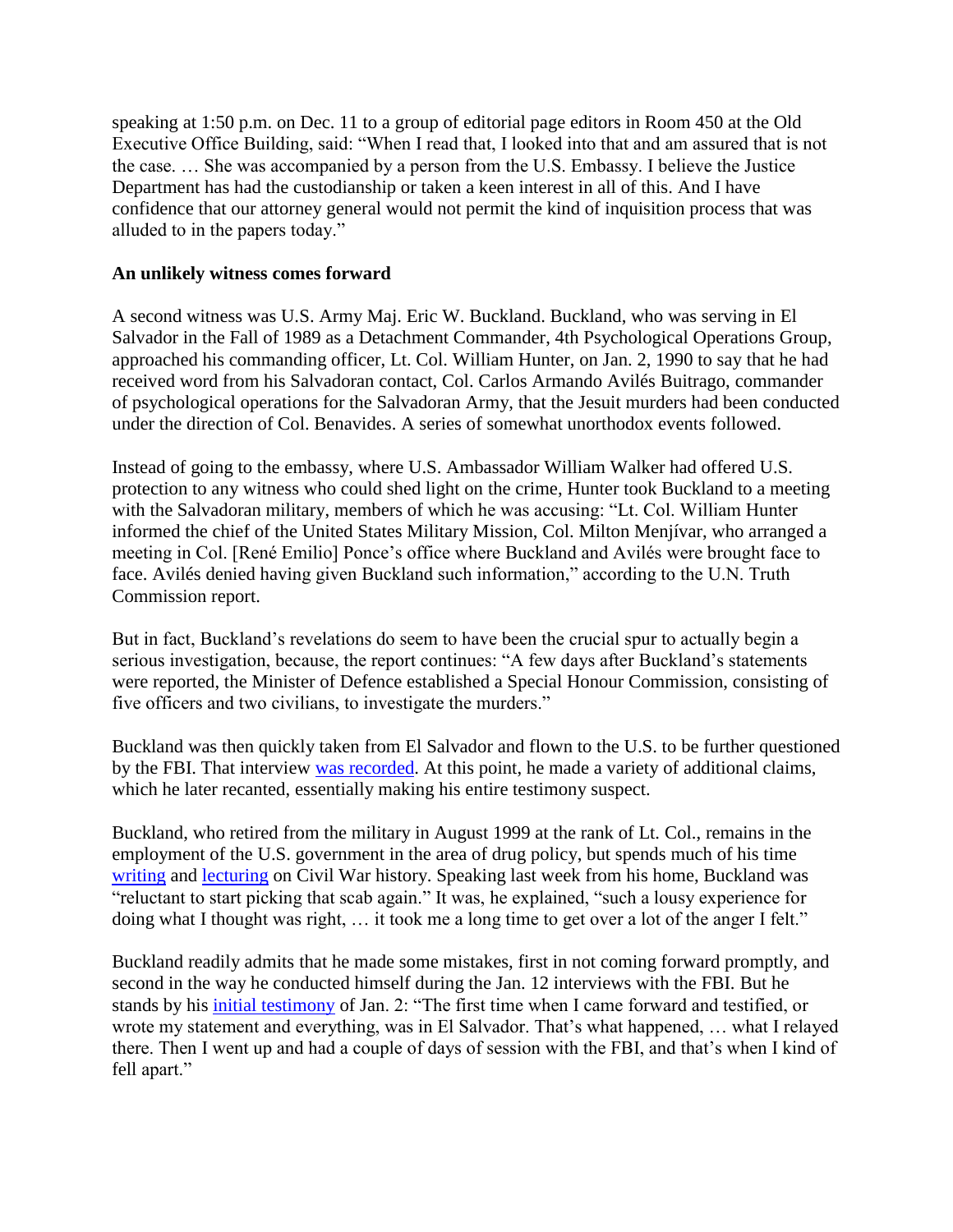speaking at 1:50 p.m. on Dec. 11 to a group of editorial page editors in Room 450 at the Old Executive Office Building, said: "When I read that, I looked into that and am assured that is not the case. … She was accompanied by a person from the U.S. Embassy. I believe the Justice Department has had the custodianship or taken a keen interest in all of this. And I have confidence that our attorney general would not permit the kind of inquisition process that was alluded to in the papers today."

**An unlikely witness comes forward**

A second witness was U.S. Army Maj. Eric W. Buckland. Buckland, who was serving in El Salvador in the Fall of 1989 as a Detachment Commander, 4th Psychological Operations Group, approached his commanding officer, Lt. Col. William Hunter, on Jan. 2, 1990 to say that he had received word from his Salvadoran contact, Col. Carlos Armando Avilés Buitrago, commander of psychological operations for the Salvadoran Army, that the Jesuit murders had been conducted under the direction of Col. Benavides. A series of somewhat unorthodox events followed.

Instead of going to the embassy, where U.S. Ambassador William Walker had offered U.S. protection to any witness who could shed light on the crime, Hunter took Buckland to a meeting with the Salvadoran military, members of which he was accusing: "Lt. Col. William Hunter informed the chief of the United States Military Mission, Col. Milton Menjívar, who arranged a meeting in Col. [René Emilio] Ponce's office where Buckland and Avilés were brought face to face. Avilés denied having given Buckland such information," according to the U.N. Truth Commission report.

But in fact, Buckland's revelations do seem to have been the crucial spur to actually begin a serious investigation, because, the report continues: "A few days after Buckland's statements were reported, the Minister of Defence established a Special Honour Commission, consisting of five officers and two civilians, to investigate the murders."

Buckland was then quickly taken from El Salvador and flown to the U.S. to be further questioned by the FBI. That interview was recorded. At this point, he made a variety of additional claims, which he later recanted, essentially making his entire testimony suspect.

Buckland, who retired from the military in August 1999 at the rank of Lt. Col., remains in the employment of the U.S. government in the area of drug policy, but spends much of his time writing and lecturing on Civil War history. Speaking last week from his home, Buckland was "reluctant to start picking that scab again." It was, he explained, "such a lousy experience for doing what I thought was right, … it took me a long time to get over a lot of the anger I felt."

Buckland readily admits that he made some mistakes, first in not coming forward promptly, and second in the way he conducted himself during the Jan. 12 interviews with the FBI. But he stands by his initial testimony of Jan. 2: "The first time when I came forward and testified, or wrote my statement and everything, was in El Salvador. That's what happened, … what I relayed there. Then I went up and had a couple of days of session with the FBI, and that's when I kind of fell apart."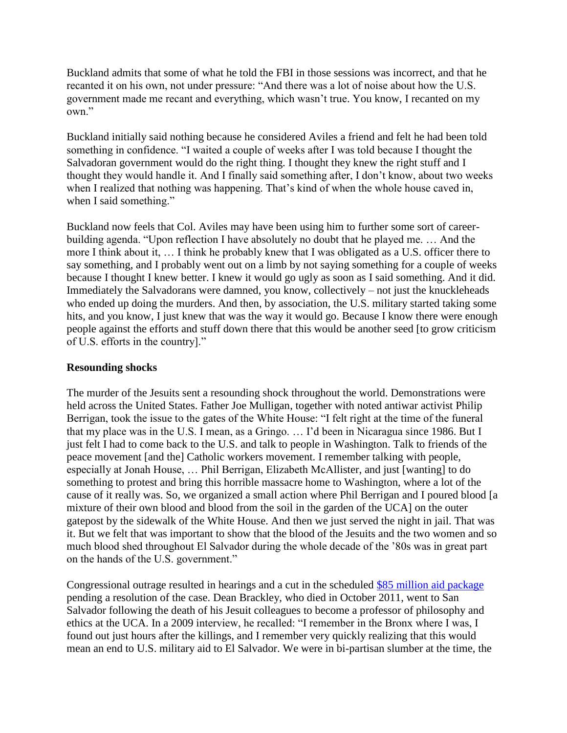Buckland admits that some of what he told the FBI in those sessions was incorrect, and that he recanted it on his own, not under pressure: "And there was a lot of noise about how the U.S. government made me recant and everything, which wasn't true. You know, I recanted on my own."

Buckland initially said nothing because he considered Aviles a friend and felt he had been told something in confidence. "I waited a couple of weeks after I was told because I thought the Salvadoran government would do the right thing. I thought they knew the right stuff and I thought they would handle it. And I finally said something after, I don't know, about two weeks when I realized that nothing was happening. That's kind of when the whole house caved in, when I said something."

Buckland now feels that Col. Aviles may have been using him to further some sort of career-building agenda. "Upon reflection I have absolutely no doubt that he played me. … And the more I think about it, … I think he probably knew that I was obligated as a U.S. officer there to say something, and I probably went out on a limb by not saying something for a couple of weeks because I thought I knew better. I knew it would go ugly as soon as I said something. And it did. Immediately the Salvadorans were damned, you know, collectively – not just the knuckleheads who ended up doing the murders. And then, by association, the U.S. military started taking some hits, and you know, I just knew that was the way it would go. Because I know there were enough people against the efforts and stuff down there that this would be another seed [to grow criticism of U.S. efforts in the country]."

**Resounding shocks**

The murder of the Jesuits sent a resounding shock throughout the world. Demonstrations were held across the United States. Father Joe Mulligan, together with noted antiwar activist Philip Berrigan, took the issue to the gates of the White House: "I felt right at the time of the funeral that my place was in the U.S. I mean, as a Gringo. … I'd been in Nicaragua since 1986. But I just felt I had to come back to the U.S. and talk to people in Washington. Talk to friends of the peace movement [and the] Catholic workers movement. I remember talking with people, especially at Jonah House, … Phil Berrigan, Elizabeth McAllister, and just [wanting] to do something to protest and bring this horrible massacre home to Washington, where a lot of the cause of it really was. So, we organized a small action where Phil Berrigan and I poured blood [a mixture of their own blood and blood from the soil in the garden of the UCA] on the outer gatepost by the sidewalk of the White House. And then we just served the night in jail. That was it. But we felt that was important to show that the blood of the Jesuits and the two women and so much blood shed throughout El Salvador during the whole decade of the '80s was in great part on the hands of the U.S. government."

Congressional outrage resulted in hearings and a cut in the scheduled [$85 million aid package] pending a resolution of the case. Dean Brackley, who died in October 2011, went to San Salvador following the death of his Jesuit colleagues to become a professor of philosophy and ethics at the UCA. In a 2009 interview, he recalled: "I remember in the Bronx where I was, I found out just hours after the killings, and I remember very quickly realizing that this would mean an end to U.S. military aid to El Salvador. We were in bi-partisan slumber at the time, the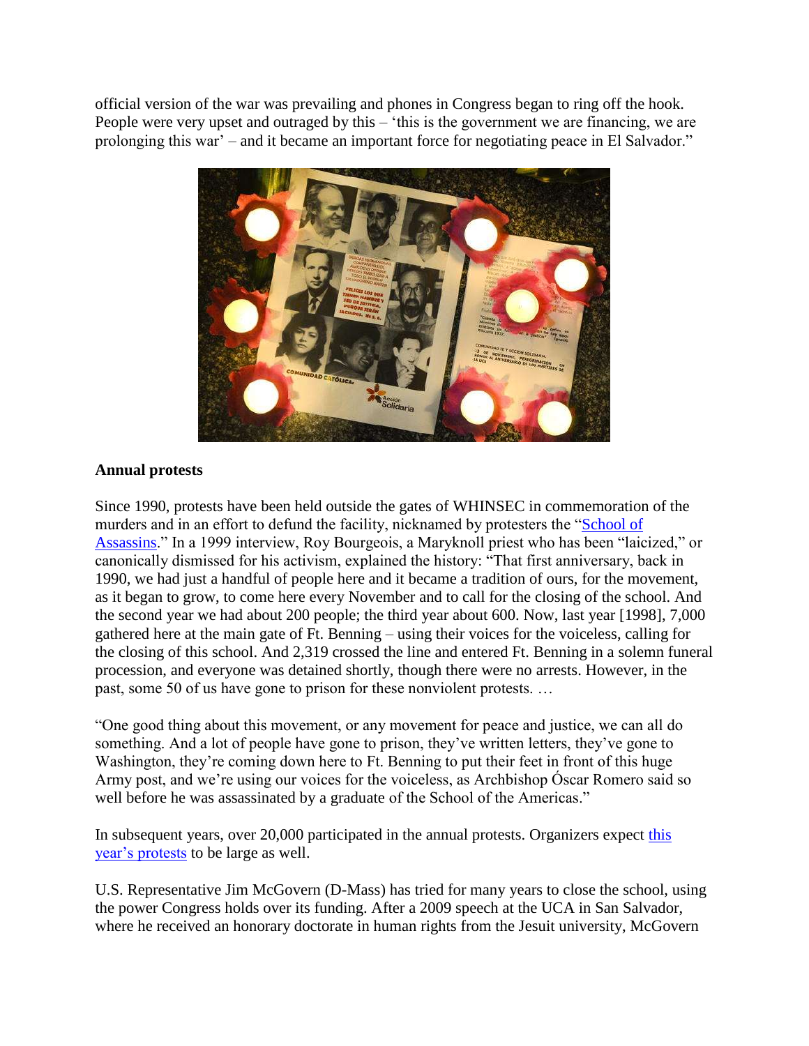official version of the war was prevailing and phones in Congress began to ring off the hook. People were very upset and outraged by this – 'this is the government we are financing, we are prolonging this war' – and it became an important force for negotiating peace in El Salvador."

## Annual protests

Since 1990, protests have been held outside the gates of WHINSEC in commemoration of the murders and in an effort to defund the facility, nicknamed by protesters the "School of Assassins." In a 1999 interview, Roy Bourgeois, a Maryknoll priest who has been "laicized," or canonically dismissed for his activism, explained the history: "That first anniversary, back in 1990, we had just a handful of people here and it became a tradition of ours, for the movement, as it began to grow, to come here every November and to call for the closing of the school. And the second year we had about 200 people; the third year about 600. Now, last year [1998], 7,000 gathered here at the main gate of Ft. Benning – using their voices for the voiceless, calling for the closing of this school. And 2,319 crossed the line and entered Ft. Benning in a solemn funeral procession, and everyone was detained shortly, though there were no arrests. However, in the past, some 50 of us have gone to prison for these nonviolent protests. …

"One good thing about this movement, or any movement for peace and justice, we can all do something. And a lot of people have gone to prison, they've written letters, they've gone to Washington, they're coming down here to Ft. Benning to put their feet in front of this huge Army post, and we're using our voices for the voiceless, as Archbishop Óscar Romero said so well before he was assassinated by a graduate of the School of the Americas."

In subsequent years, over 20,000 participated in the annual protests. Organizers expect this year's protests to be large as well.

U.S. Representative Jim McGovern (D-Mass) has tried for many years to close the school, using the power Congress holds over its funding. After a 2009 speech at the UCA in San Salvador, where he received an honorary doctorate in human rights from the Jesuit university, McGovern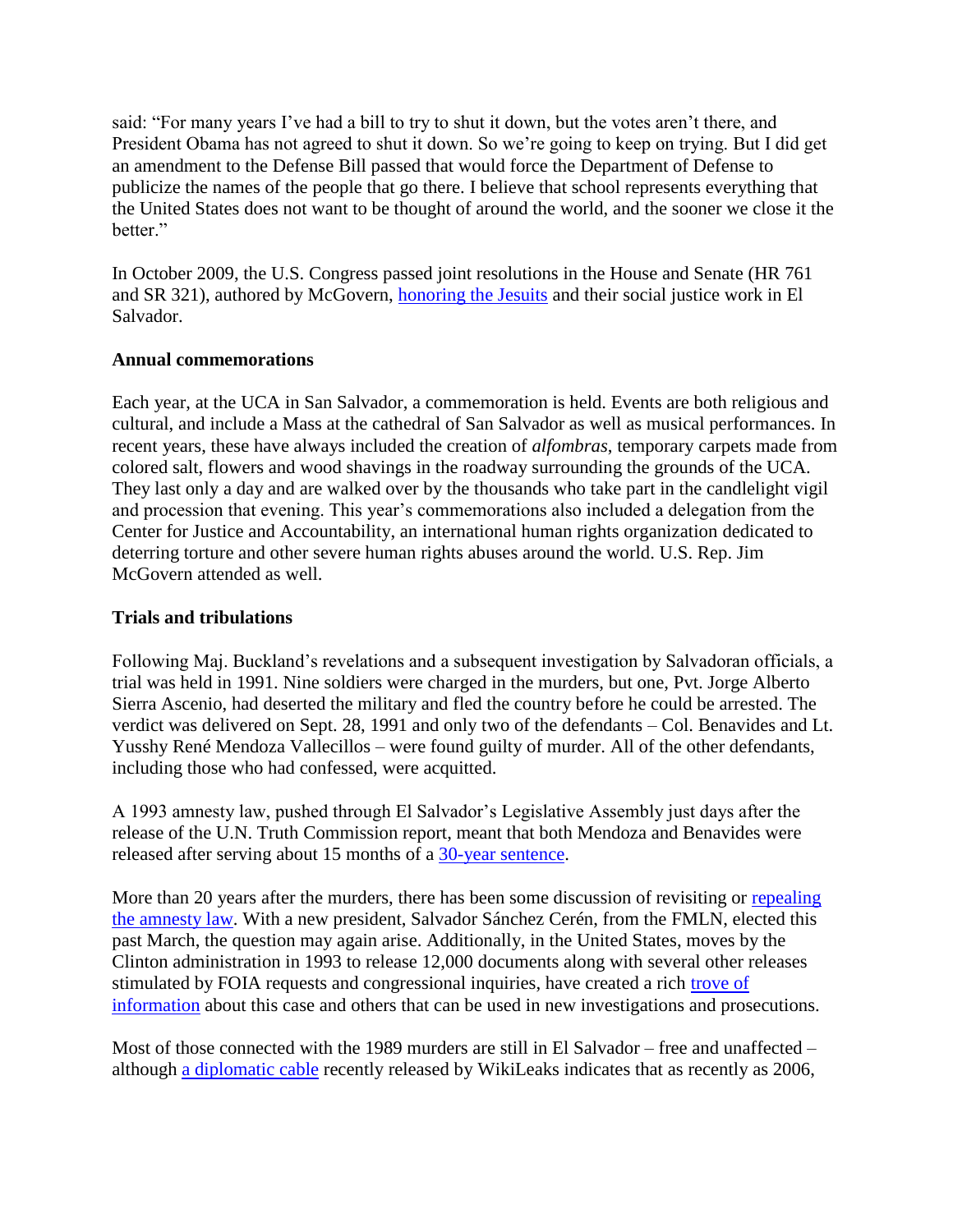said: "For many years I've had a bill to try to shut it down, but the votes aren't there, and President Obama has not agreed to shut it down. So we're going to keep on trying. But I did get an amendment to the Defense Bill passed that would force the Department of Defense to publicize the names of the people that go there. I believe that school represents everything that the United States does not want to be thought of around the world, and the sooner we close it the better."

In October 2009, the U.S. Congress passed joint resolutions in the House and Senate (HR 761 and SR 321), authored by McGovern, honoring the Jesuits and their social justice work in El Salvador.

**Annual commemorations**

Each year, at the UCA in San Salvador, a commemoration is held. Events are both religious and cultural, and include a Mass at the cathedral of San Salvador as well as musical performances. In recent years, these have always included the creation of *alfombras*, temporary carpets made from colored salt, flowers and wood shavings in the roadway surrounding the grounds of the UCA. They last only a day and are walked over by the thousands who take part in the candlelight vigil and procession that evening. This year's commemorations also included a delegation from the Center for Justice and Accountability, an international human rights organization dedicated to deterring torture and other severe human rights abuses around the world. U.S. Rep. Jim McGovern attended as well.

**Trials and tribulations**

Following Maj. Buckland's revelations and a subsequent investigation by Salvadoran officials, a trial was held in 1991. Nine soldiers were charged in the murders, but one, Pvt. Jorge Alberto Sierra Ascenio, had deserted the military and fled the country before he could be arrested. The verdict was delivered on Sept. 28, 1991 and only two of the defendants – Col. Benavides and Lt. Yusshy René Mendoza Vallecillos – were found guilty of murder. All of the other defendants, including those who had confessed, were acquitted.

A 1993 amnesty law, pushed through El Salvador's Legislative Assembly just days after the release of the U.N. Truth Commission report, meant that both Mendoza and Benavides were released after serving about 15 months of a 30-year sentence.

More than 20 years after the murders, there has been some discussion of revisiting or repealing the amnesty law. With a new president, Salvador Sánchez Cerén, from the FMLN, elected this past March, the question may again arise. Additionally, in the United States, moves by the Clinton administration in 1993 to release 12,000 documents along with several other releases stimulated by FOIA requests and congressional inquiries, have created a rich trove of information about this case and others that can be used in new investigations and prosecutions.

Most of those connected with the 1989 murders are still in El Salvador – free and unaffected – although a diplomatic cable recently released by WikiLeaks indicates that as recently as 2006,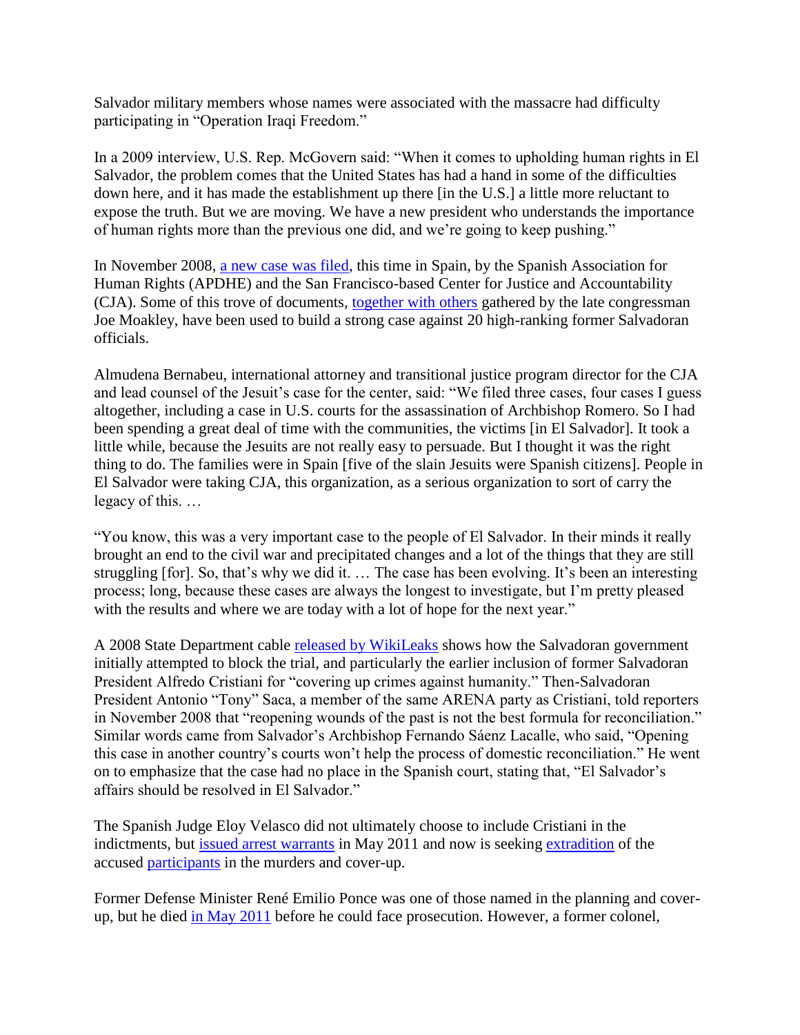Salvador military members whose names were associated with the massacre had difficulty participating in "Operation Iraqi Freedom."

In a 2009 interview, U.S. Rep. McGovern said: "When it comes to upholding human rights in El Salvador, the problem comes that the United States has had a hand in some of the difficulties down here, and it has made the establishment up there [in the U.S.] a little more reluctant to expose the truth. But we are moving. We have a new president who understands the importance of human rights more than the previous one did, and we're going to keep pushing."

In November 2008, a new case was filed, this time in Spain, by the Spanish Association for Human Rights (APDHE) and the San Francisco-based Center for Justice and Accountability (CJA). Some of this trove of documents, together with others gathered by the late congressman Joe Moakley, have been used to build a strong case against 20 high-ranking former Salvadoran officials.

Almudena Bernabeu, international attorney and transitional justice program director for the CJA and lead counsel of the Jesuit's case for the center, said: "We filed three cases, four cases I guess altogether, including a case in U.S. courts for the assassination of Archbishop Romero. So I had been spending a great deal of time with the communities, the victims [in El Salvador]. It took a little while, because the Jesuits are not really easy to persuade. But I thought it was the right thing to do. The families were in Spain [five of the slain Jesuits were Spanish citizens]. People in El Salvador were taking CJA, this organization, as a serious organization to sort of carry the legacy of this. …

"You know, this was a very important case to the people of El Salvador. In their minds it really brought an end to the civil war and precipitated changes and a lot of the things that they are still struggling [for]. So, that's why we did it. … The case has been evolving. It's been an interesting process; long, because these cases are always the longest to investigate, but I'm pretty pleased with the results and where we are today with a lot of hope for the next year."

A 2008 State Department cable released by WikiLeaks shows how the Salvadoran government initially attempted to block the trial, and particularly the earlier inclusion of former Salvadoran President Alfredo Cristiani for "covering up crimes against humanity." Then-Salvadoran President Antonio "Tony" Saca, a member of the same ARENA party as Cristiani, told reporters in November 2008 that "reopening wounds of the past is not the best formula for reconciliation." Similar words came from Salvador's Archbishop Fernando Sáenz Lacalle, who said, "Opening this case in another country's courts won't help the process of domestic reconciliation." He went on to emphasize that the case had no place in the Spanish court, stating that, "El Salvador's affairs should be resolved in El Salvador."

The Spanish Judge Eloy Velasco did not ultimately choose to include Cristiani in the indictments, but issued arrest warrants in May 2011 and now is seeking extradition of the accused participants in the murders and cover-up.

Former Defense Minister René Emilio Ponce was one of those named in the planning and cover-up, but he died in May 2011 before he could face prosecution. However, a former colonel,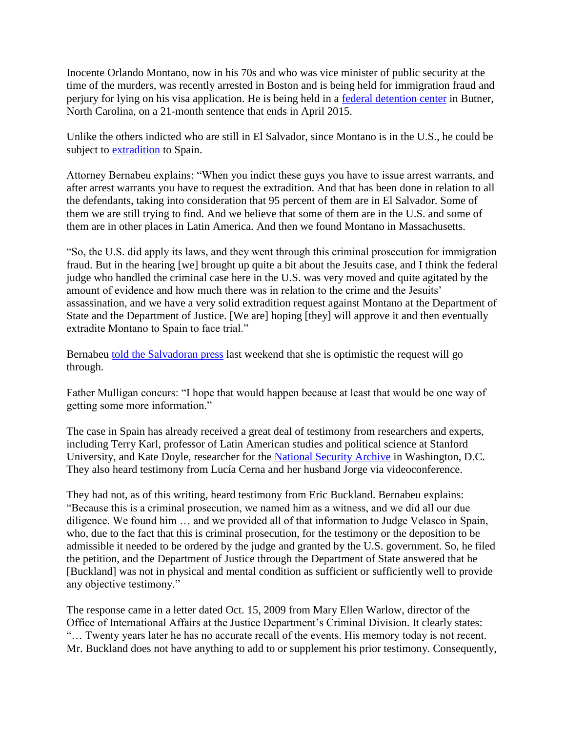Inocente Orlando Montano, now in his 70s and who was vice minister of public security at the time of the murders, was recently arrested in Boston and is being held for immigration fraud and perjury for lying on his visa application. He is being held in a [federal detention center]() in Butner, North Carolina, on a 21-month sentence that ends in April 2015.

Unlike the others indicted who are still in El Salvador, since Montano is in the U.S., he could be subject to [extradition]() to Spain.

Attorney Bernabeu explains: "When you indict these guys you have to issue arrest warrants, and after arrest warrants you have to request the extradition. And that has been done in relation to all the defendants, taking into consideration that 95 percent of them are in El Salvador. Some of them we are still trying to find. And we believe that some of them are in the U.S. and some of them are in other places in Latin America. And then we found Montano in Massachusetts.

"So, the U.S. did apply its laws, and they went through this criminal prosecution for immigration fraud. But in the hearing [we] brought up quite a bit about the Jesuits case, and I think the federal judge who handled the criminal case here in the U.S. was very moved and quite agitated by the amount of evidence and how much there was in relation to the crime and the Jesuits' assassination, and we have a very solid extradition request against Montano at the Department of State and the Department of Justice. [We are] hoping [they] will approve it and then eventually extradite Montano to Spain to face trial."

Bernabeu [told the Salvadoran press]() last weekend that she is optimistic the request will go through.

Father Mulligan concurs: "I hope that would happen because at least that would be one way of getting some more information."

The case in Spain has already received a great deal of testimony from researchers and experts, including Terry Karl, professor of Latin American studies and political science at Stanford University, and Kate Doyle, researcher for the [National Security Archive]() in Washington, D.C. They also heard testimony from Lucía Cerna and her husband Jorge via videoconference.

They had not, as of this writing, heard testimony from Eric Buckland. Bernabeu explains: "Because this is a criminal prosecution, we named him as a witness, and we did all our due diligence. We found him … and we provided all of that information to Judge Velasco in Spain, who, due to the fact that this is criminal prosecution, for the testimony or the deposition to be admissible it needed to be ordered by the judge and granted by the U.S. government. So, he filed the petition, and the Department of Justice through the Department of State answered that he [Buckland] was not in physical and mental condition as sufficient or sufficiently well to provide any objective testimony."

The response came in a letter dated Oct. 15, 2009 from Mary Ellen Warlow, director of the Office of International Affairs at the Justice Department's Criminal Division. It clearly states: "… Twenty years later he has no accurate recall of the events. His memory today is not recent. Mr. Buckland does not have anything to add to or supplement his prior testimony. Consequently,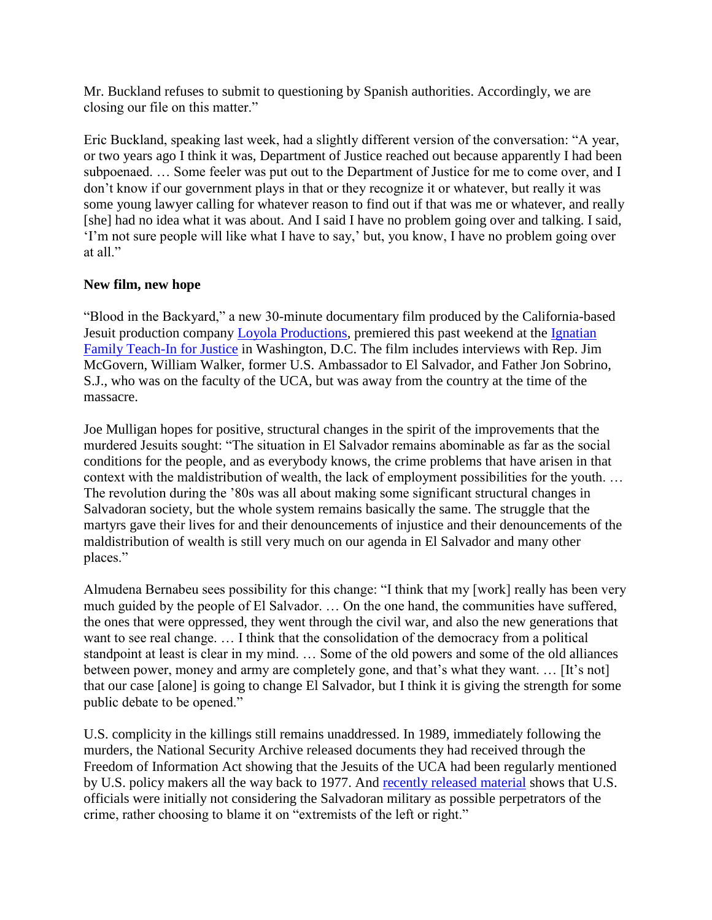Mr. Buckland refuses to submit to questioning by Spanish authorities. Accordingly, we are closing our file on this matter."

Eric Buckland, speaking last week, had a slightly different version of the conversation: "A year, or two years ago I think it was, Department of Justice reached out because apparently I had been subpoenaed. … Some feeler was put out to the Department of Justice for me to come over, and I don't know if our government plays in that or they recognize it or whatever, but really it was some young lawyer calling for whatever reason to find out if that was me or whatever, and really [she] had no idea what it was about. And I said I have no problem going over and talking. I said, 'I'm not sure people will like what I have to say,' but, you know, I have no problem going over at all."

**New film, new hope**

"Blood in the Backyard," a new 30-minute documentary film produced by the California-based Jesuit production company Loyola Productions, premiered this past weekend at the Ignatian Family Teach-In for Justice in Washington, D.C. The film includes interviews with Rep. Jim McGovern, William Walker, former U.S. Ambassador to El Salvador, and Father Jon Sobrino, S.J., who was on the faculty of the UCA, but was away from the country at the time of the massacre.

Joe Mulligan hopes for positive, structural changes in the spirit of the improvements that the murdered Jesuits sought: "The situation in El Salvador remains abominable as far as the social conditions for the people, and as everybody knows, the crime problems that have arisen in that context with the maldistribution of wealth, the lack of employment possibilities for the youth. … The revolution during the '80s was all about making some significant structural changes in Salvadoran society, but the whole system remains basically the same. The struggle that the martyrs gave their lives for and their denouncements of injustice and their denouncements of the maldistribution of wealth is still very much on our agenda in El Salvador and many other places."

Almudena Bernabeu sees possibility for this change: "I think that my [work] really has been very much guided by the people of El Salvador. … On the one hand, the communities have suffered, the ones that were oppressed, they went through the civil war, and also the new generations that want to see real change. … I think that the consolidation of the democracy from a political standpoint at least is clear in my mind. … Some of the old powers and some of the old alliances between power, money and army are completely gone, and that's what they want. … [It's not] that our case [alone] is going to change El Salvador, but I think it is giving the strength for some public debate to be opened."

U.S. complicity in the killings still remains unaddressed. In 1989, immediately following the murders, the National Security Archive released documents they had received through the Freedom of Information Act showing that the Jesuits of the UCA had been regularly mentioned by U.S. policy makers all the way back to 1977. And recently released material shows that U.S. officials were initially not considering the Salvadoran military as possible perpetrators of the crime, rather choosing to blame it on "extremists of the left or right."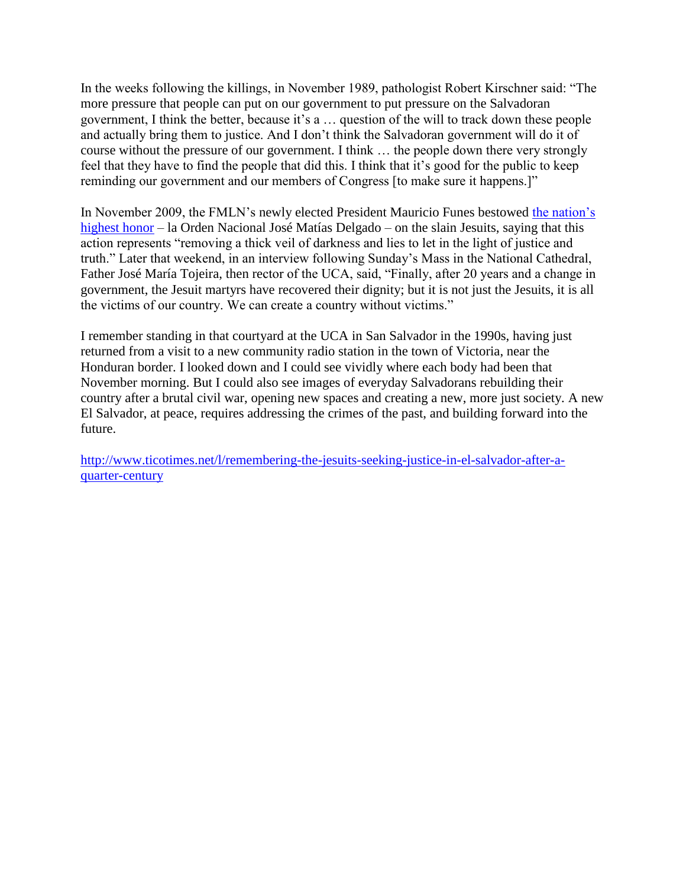In the weeks following the killings, in November 1989, pathologist Robert Kirschner said: "The more pressure that people can put on our government to put pressure on the Salvadoran government, I think the better, because it's a … question of the will to track down these people and actually bring them to justice. And I don't think the Salvadoran government will do it of course without the pressure of our government. I think … the people down there very strongly feel that they have to find the people that did this. I think that it's good for the public to keep reminding our government and our members of Congress [to make sure it happens.]"

In November 2009, the FMLN's newly elected President Mauricio Funes bestowed [the nation's highest honor] – la Orden Nacional José Matías Delgado – on the slain Jesuits, saying that this action represents "removing a thick veil of darkness and lies to let in the light of justice and truth." Later that weekend, in an interview following Sunday's Mass in the National Cathedral, Father José María Tojeira, then rector of the UCA, said, "Finally, after 20 years and a change in government, the Jesuit martyrs have recovered their dignity; but it is not just the Jesuits, it is all the victims of our country. We can create a country without victims."

I remember standing in that courtyard at the UCA in San Salvador in the 1990s, having just returned from a visit to a new community radio station in the town of Victoria, near the Honduran border. I looked down and I could see vividly where each body had been that November morning. But I could also see images of everyday Salvadorans rebuilding their country after a brutal civil war, opening new spaces and creating a new, more just society. A new El Salvador, at peace, requires addressing the crimes of the past, and building forward into the future.

http://www.ticotimes.net/l/remembering-the-jesuits-seeking-justice-in-el-salvador-after-a-quarter-century